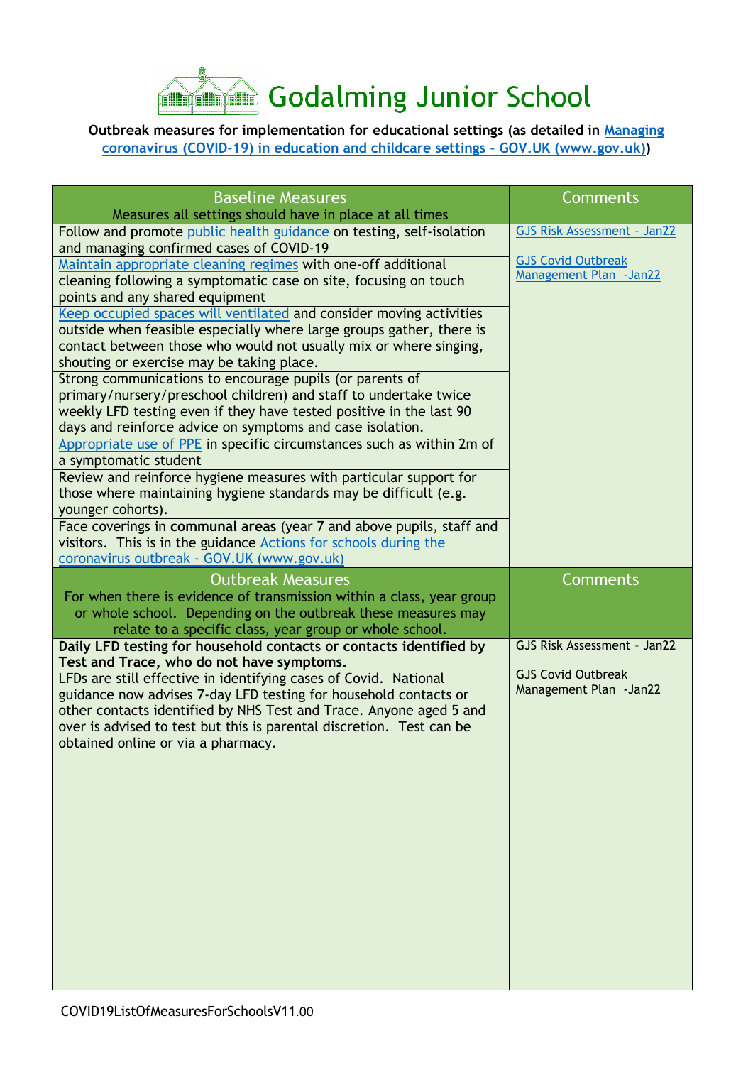# Godalming Junior School

**Outbreak measures for implementation for educational settings (as detailed in Managing coronavirus (COVID-19) in education and childcare settings - GOV.UK (www.gov.uk))**

| Baseline Measures<br>Measures all settings should have in place at all times | Comments |
|---|---|
| Follow and promote public health guidance on testing, self-isolation and managing confirmed cases of COVID-19 | GJS Risk Assessment – Jan22<br><br>GJS Covid Outbreak Management Plan -Jan22 |
| Maintain appropriate cleaning regimes with one-off additional cleaning following a symptomatic case on site, focusing on touch points and any shared equipment | |
| Keep occupied spaces will ventilated and consider moving activities outside when feasible especially where large groups gather, there is contact between those who would not usually mix or where singing, shouting or exercise may be taking place. | |
| Strong communications to encourage pupils (or parents of primary/nursery/preschool children) and staff to undertake twice weekly LFD testing even if they have tested positive in the last 90 days and reinforce advice on symptoms and case isolation. | |
| Appropriate use of PPE in specific circumstances such as within 2m of a symptomatic student | |
| Review and reinforce hygiene measures with particular support for those where maintaining hygiene standards may be difficult (e.g. younger cohorts). | |
| Face coverings in **communal areas** (year 7 and above pupils, staff and visitors. This is in the guidance Actions for schools during the coronavirus outbreak - GOV.UK (www.gov.uk) | |
| **Outbreak Measures**<br>For when there is evidence of transmission within a class, year group or whole school. Depending on the outbreak these measures may relate to a specific class, year group or whole school. | **Comments** |
| **Daily LFD testing for household contacts or contacts identified by Test and Trace, who do not have symptoms.**<br>LFDs are still effective in identifying cases of Covid. National guidance now advises 7-day LFD testing for household contacts or other contacts identified by NHS Test and Trace. Anyone aged 5 and over is advised to test but this is parental discretion. Test can be obtained online or via a pharmacy. | GJS Risk Assessment - Jan22<br><br>GJS Covid Outbreak Management Plan -Jan22 |

COVID19ListOfMeasuresForSchoolsV11.00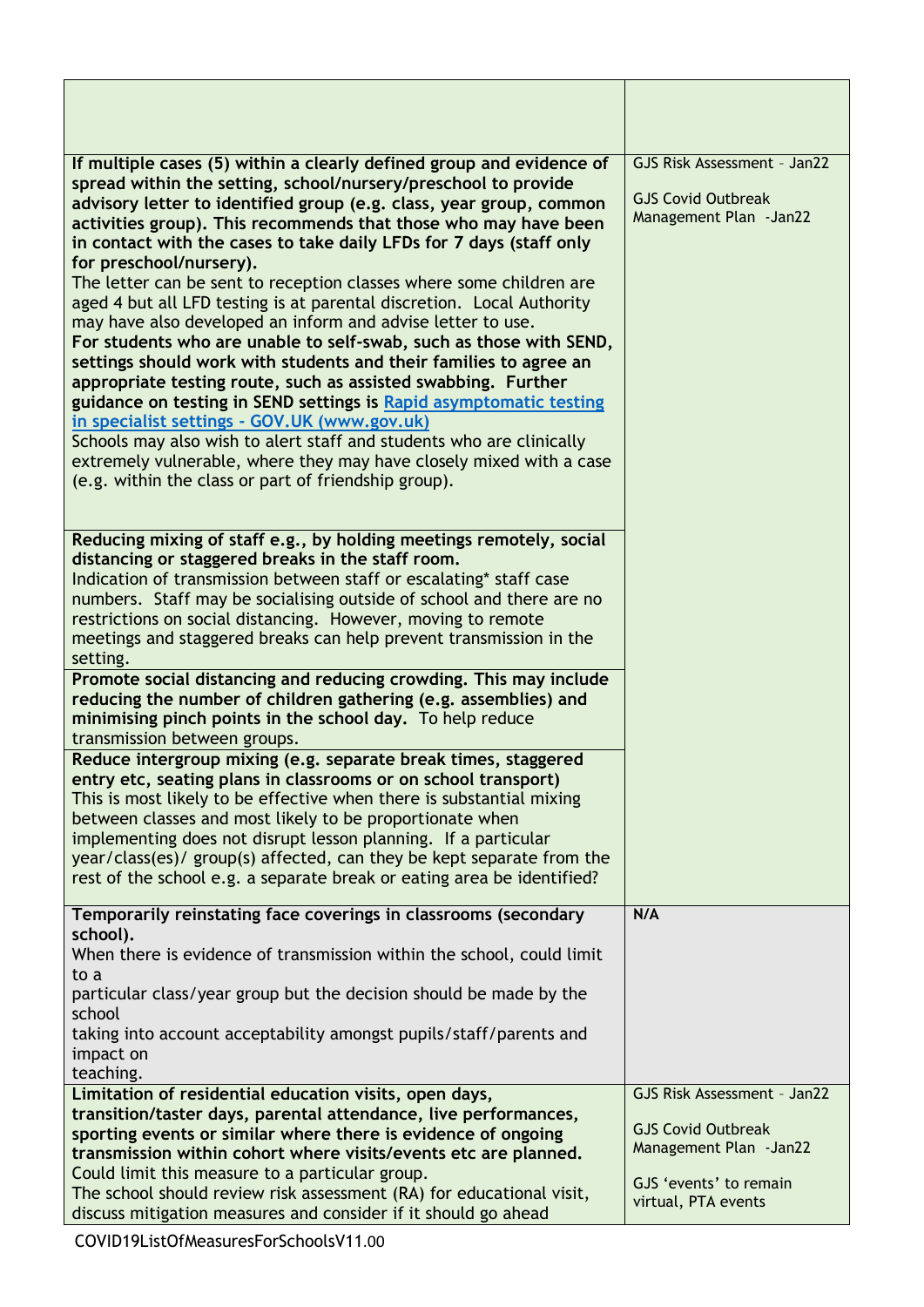| | |
|---|---|
| | |
| **If multiple cases (5) within a clearly defined group and evidence of spread within the setting, school/nursery/preschool to provide advisory letter to identified group (e.g. class, year group, common activities group). This recommends that those who may have been in contact with the cases to take daily LFDs for 7 days (staff only for preschool/nursery).**<br>The letter can be sent to reception classes where some children are aged 4 but all LFD testing is at parental discretion. Local Authority may have also developed an inform and advise letter to use.<br>**For students who are unable to self-swab, such as those with SEND, settings should work with students and their families to agree an appropriate testing route, such as assisted swabbing. Further guidance on testing in SEND settings is [Rapid asymptomatic testing in specialist settings - GOV.UK (www.gov.uk)]**<br>Schools may also wish to alert staff and students who are clinically extremely vulnerable, where they may have closely mixed with a case (e.g. within the class or part of friendship group). | GJS Risk Assessment – Jan22<br><br>GJS Covid Outbreak Management Plan -Jan22 |
| **Reducing mixing of staff e.g., by holding meetings remotely, social distancing or staggered breaks in the staff room.**<br>Indication of transmission between staff or escalating* staff case numbers. Staff may be socialising outside of school and there are no restrictions on social distancing. However, moving to remote meetings and staggered breaks can help prevent transmission in the setting. | |
| **Promote social distancing and reducing crowding. This may include reducing the number of children gathering (e.g. assemblies) and minimising pinch points in the school day.** To help reduce transmission between groups. | |
| **Reduce intergroup mixing (e.g. separate break times, staggered entry etc, seating plans in classrooms or on school transport)**<br>This is most likely to be effective when there is substantial mixing between classes and most likely to be proportionate when implementing does not disrupt lesson planning. If a particular year/class(es)/ group(s) affected, can they be kept separate from the rest of the school e.g. a separate break or eating area be identified? | |
| **Temporarily reinstating face coverings in classrooms (secondary school).**<br>When there is evidence of transmission within the school, could limit to a particular class/year group but the decision should be made by the school taking into account acceptability amongst pupils/staff/parents and impact on teaching. | **N/A** |
| **Limitation of residential education visits, open days, transition/taster days, parental attendance, live performances, sporting events or similar where there is evidence of ongoing transmission within cohort where visits/events etc are planned.**<br>Could limit this measure to a particular group.<br>The school should review risk assessment (RA) for educational visit, discuss mitigation measures and consider if it should go ahead | GJS Risk Assessment – Jan22<br><br>GJS Covid Outbreak Management Plan -Jan22<br><br>GJS 'events' to remain virtual, PTA events |

COVID19ListOfMeasuresForSchoolsV11.00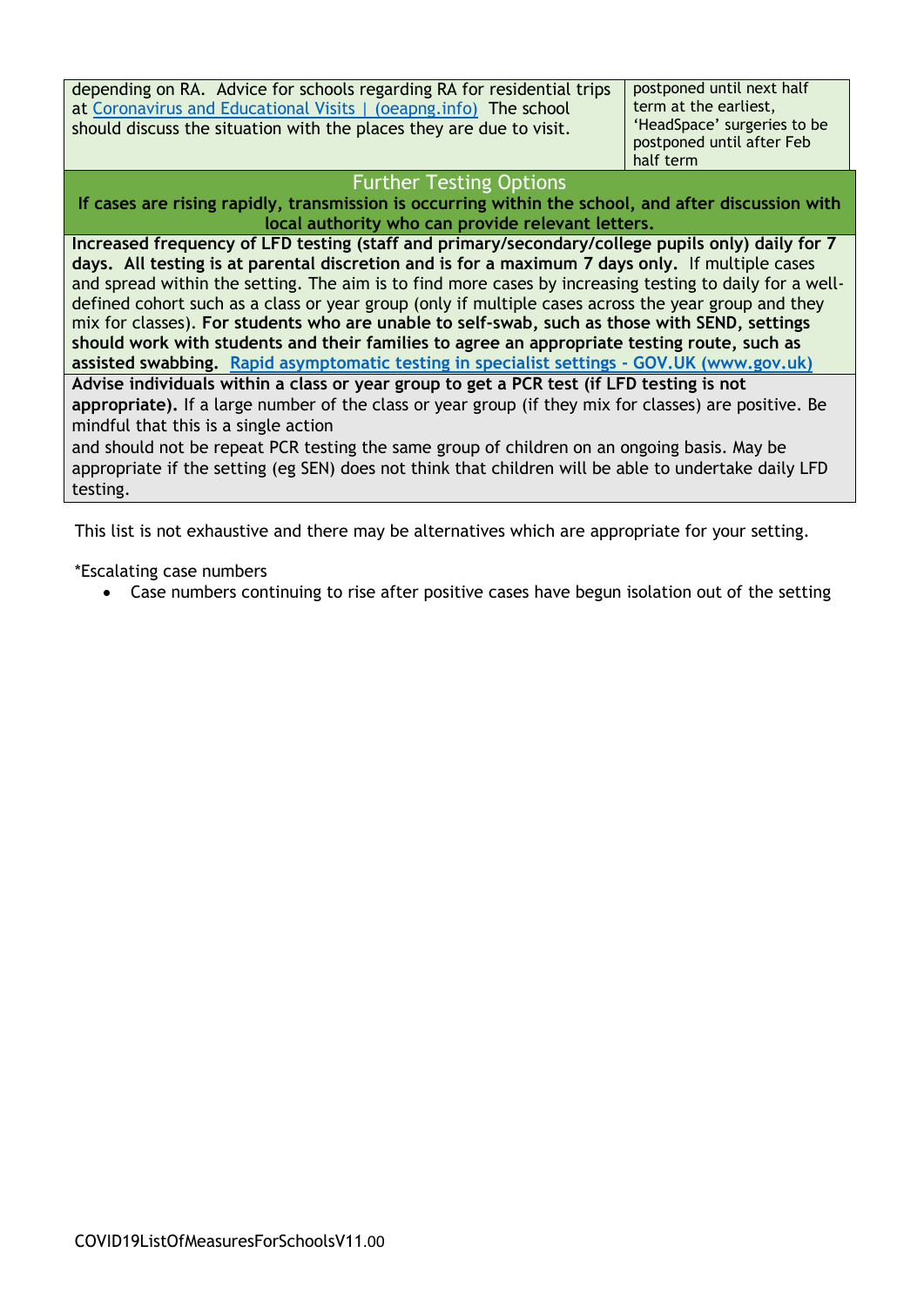| | |
|---|---|
| depending on RA. Advice for schools regarding RA for residential trips at [Coronavirus and Educational Visits \| (oeapng.info)](Coronavirus and Educational Visits \| (oeapng.info)) The school should discuss the situation with the places they are due to visit. | postponed until next half term at the earliest, 'HeadSpace' surgeries to be postponed until after Feb half term |

| Further Testing Options |
|---|
| **If cases are rising rapidly, transmission is occurring within the school, and after discussion with local authority who can provide relevant letters.** |
| **Increased frequency of LFD testing (staff and primary/secondary/college pupils only) daily for 7 days. All testing is at parental discretion and is for a maximum 7 days only.** If multiple cases and spread within the setting. The aim is to find more cases by increasing testing to daily for a well-defined cohort such as a class or year group (only if multiple cases across the year group and they mix for classes). **For students who are unable to self-swab, such as those with SEND, settings should work with students and their families to agree an appropriate testing route, such as assisted swabbing.** Rapid asymptomatic testing in specialist settings - GOV.UK (www.gov.uk) |
| **Advise individuals within a class or year group to get a PCR test (if LFD testing is not appropriate).** If a large number of the class or year group (if they mix for classes) are positive. Be mindful that this is a single action and should not be repeat PCR testing the same group of children on an ongoing basis. May be appropriate if the setting (eg SEN) does not think that children will be able to undertake daily LFD testing. |

This list is not exhaustive and there may be alternatives which are appropriate for your setting.

*Escalating case numbers

- Case numbers continuing to rise after positive cases have begun isolation out of the setting